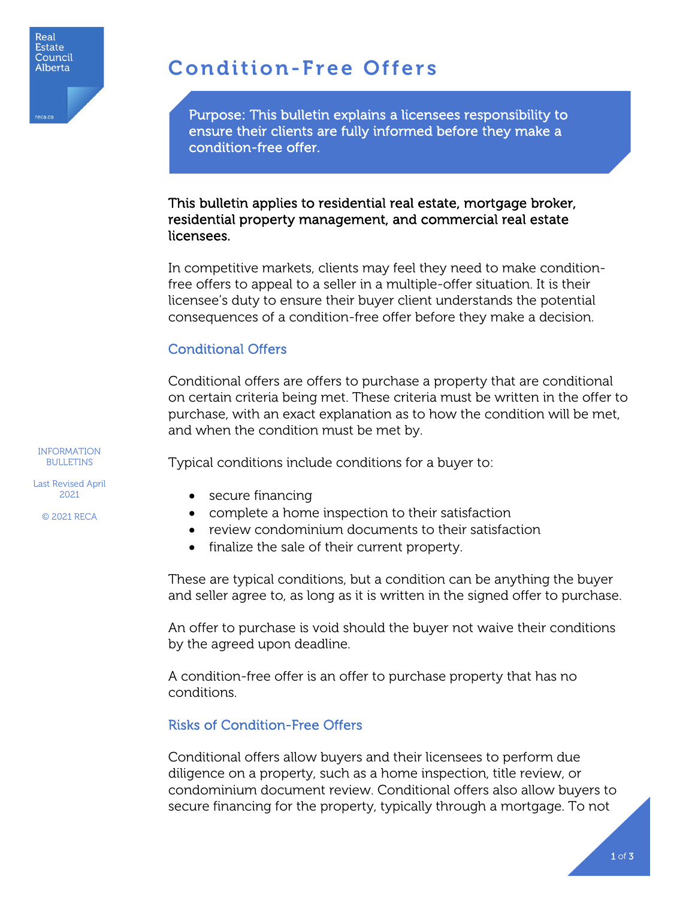# Condition-Free Offers

Purpose: This bulletin explains a licensees responsibility to ensure their clients are fully informed before they make a condition-free offer.

**This bulletin applies to residential real estate, mortgage broker, residential property management, and commercial real estate licensees.**

In competitive markets, clients may feel they need to make condition-free offers to appeal to a seller in a multiple-offer situation. It is their licensee's duty to ensure their buyer client understands the potential consequences of a condition-free offer before they make a decision.

## Conditional Offers

Conditional offers are offers to purchase a property that are conditional on certain criteria being met. These criteria must be written in the offer to purchase, with an exact explanation as to how the condition will be met, and when the condition must be met by.

Typical conditions include conditions for a buyer to:

- secure financing
- complete a home inspection to their satisfaction
- review condominium documents to their satisfaction
- finalize the sale of their current property.

These are typical conditions, but a condition can be anything the buyer and seller agree to, as long as it is written in the signed offer to purchase.

An offer to purchase is void should the buyer not waive their conditions by the agreed upon deadline.

A condition-free offer is an offer to purchase property that has no conditions.

## Risks of Condition-Free Offers

Conditional offers allow buyers and their licensees to perform due diligence on a property, such as a home inspection, title review, or condominium document review. Conditional offers also allow buyers to secure financing for the property, typically through a mortgage. To not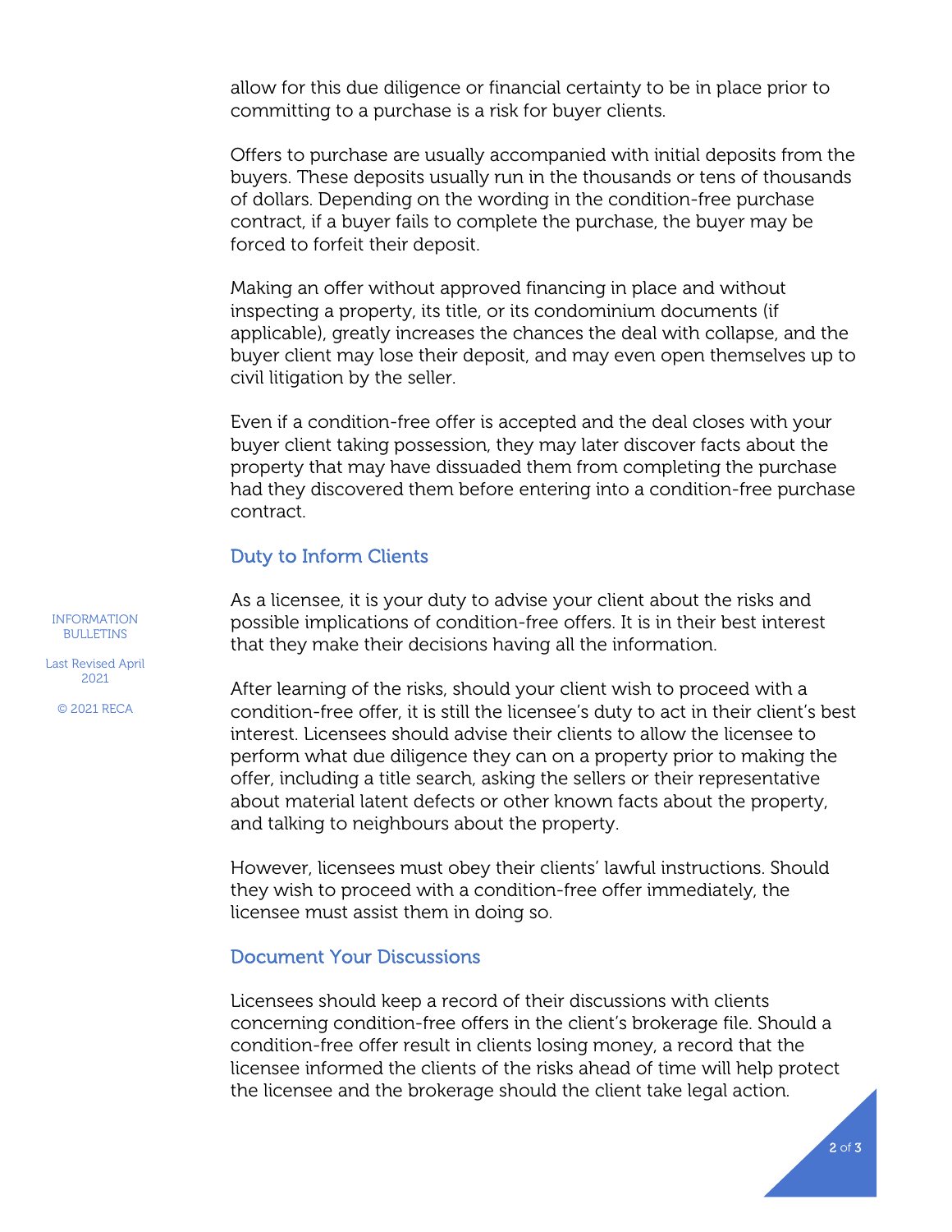allow for this due diligence or financial certainty to be in place prior to committing to a purchase is a risk for buyer clients.

Offers to purchase are usually accompanied with initial deposits from the buyers. These deposits usually run in the thousands or tens of thousands of dollars. Depending on the wording in the condition-free purchase contract, if a buyer fails to complete the purchase, the buyer may be forced to forfeit their deposit.

Making an offer without approved financing in place and without inspecting a property, its title, or its condominium documents (if applicable), greatly increases the chances the deal with collapse, and the buyer client may lose their deposit, and may even open themselves up to civil litigation by the seller.

Even if a condition-free offer is accepted and the deal closes with your buyer client taking possession, they may later discover facts about the property that may have dissuaded them from completing the purchase had they discovered them before entering into a condition-free purchase contract.

## Duty to Inform Clients

As a licensee, it is your duty to advise your client about the risks and possible implications of condition-free offers. It is in their best interest that they make their decisions having all the information.

After learning of the risks, should your client wish to proceed with a condition-free offer, it is still the licensee's duty to act in their client's best interest. Licensees should advise their clients to allow the licensee to perform what due diligence they can on a property prior to making the offer, including a title search, asking the sellers or their representative about material latent defects or other known facts about the property, and talking to neighbours about the property.

However, licensees must obey their clients' lawful instructions. Should they wish to proceed with a condition-free offer immediately, the licensee must assist them in doing so.

## Document Your Discussions

Licensees should keep a record of their discussions with clients concerning condition-free offers in the client's brokerage file. Should a condition-free offer result in clients losing money, a record that the licensee informed the clients of the risks ahead of time will help protect the licensee and the brokerage should the client take legal action.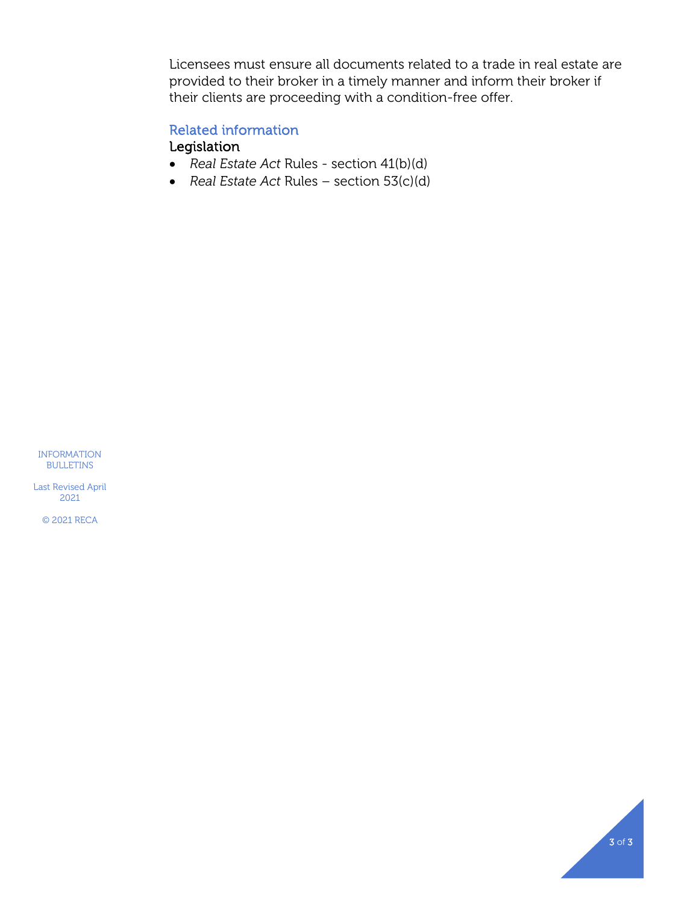Licensees must ensure all documents related to a trade in real estate are provided to their broker in a timely manner and inform their broker if their clients are proceeding with a condition-free offer.

## Related information

### Legislation

- *Real Estate Act* Rules - section 41(b)(d)
- *Real Estate Act* Rules – section 53(c)(d)